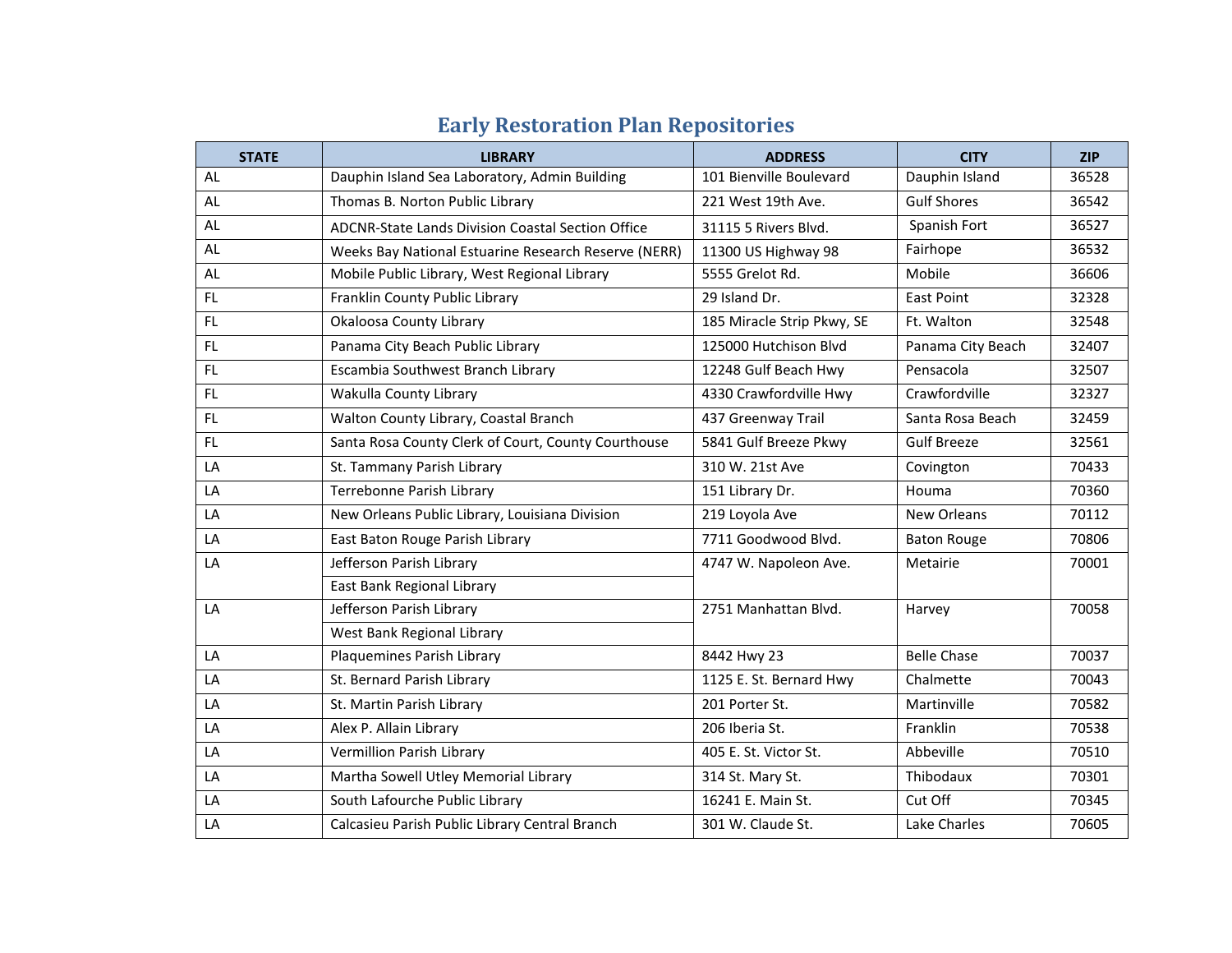# Early Restoration Plan Repositories

| STATE | LIBRARY | ADDRESS | CITY | ZIP |
|---|---|---|---|---|
| AL | Dauphin Island Sea Laboratory, Admin Building | 101 Bienville Boulevard | Dauphin Island | 36528 |
| AL | Thomas B. Norton Public Library | 221 West 19th Ave. | Gulf Shores | 36542 |
| AL | ADCNR-State Lands Division Coastal Section Office | 31115 5 Rivers Blvd. | Spanish Fort | 36527 |
| AL | Weeks Bay National Estuarine Research Reserve (NERR) | 11300 US Highway 98 | Fairhope | 36532 |
| AL | Mobile Public Library, West Regional Library | 5555 Grelot Rd. | Mobile | 36606 |
| FL | Franklin County Public Library | 29 Island Dr. | East Point | 32328 |
| FL | Okaloosa County Library | 185 Miracle Strip Pkwy, SE | Ft. Walton | 32548 |
| FL | Panama City Beach Public Library | 125000 Hutchison Blvd | Panama City Beach | 32407 |
| FL | Escambia Southwest Branch Library | 12248 Gulf Beach Hwy | Pensacola | 32507 |
| FL | Wakulla County Library | 4330 Crawfordville Hwy | Crawfordville | 32327 |
| FL | Walton County Library, Coastal Branch | 437 Greenway Trail | Santa Rosa Beach | 32459 |
| FL | Santa Rosa County Clerk of Court, County Courthouse | 5841 Gulf Breeze Pkwy | Gulf Breeze | 32561 |
| LA | St. Tammany Parish Library | 310 W. 21st Ave | Covington | 70433 |
| LA | Terrebonne Parish Library | 151 Library Dr. | Houma | 70360 |
| LA | New Orleans Public Library, Louisiana Division | 219 Loyola Ave | New Orleans | 70112 |
| LA | East Baton Rouge Parish Library | 7711 Goodwood Blvd. | Baton Rouge | 70806 |
| LA | Jefferson Parish Library<br>East Bank Regional Library | 4747 W. Napoleon Ave. | Metairie | 70001 |
| LA | Jefferson Parish Library<br>West Bank Regional Library | 2751 Manhattan Blvd. | Harvey | 70058 |
| LA | Plaquemines Parish Library | 8442 Hwy 23 | Belle Chase | 70037 |
| LA | St. Bernard Parish Library | 1125 E. St. Bernard Hwy | Chalmette | 70043 |
| LA | St. Martin Parish Library | 201 Porter St. | Martinville | 70582 |
| LA | Alex P. Allain Library | 206 Iberia St. | Franklin | 70538 |
| LA | Vermillion Parish Library | 405 E. St. Victor St. | Abbeville | 70510 |
| LA | Martha Sowell Utley Memorial Library | 314 St. Mary St. | Thibodaux | 70301 |
| LA | South Lafourche Public Library | 16241 E. Main St. | Cut Off | 70345 |
| LA | Calcasieu Parish Public Library Central Branch | 301 W. Claude St. | Lake Charles | 70605 |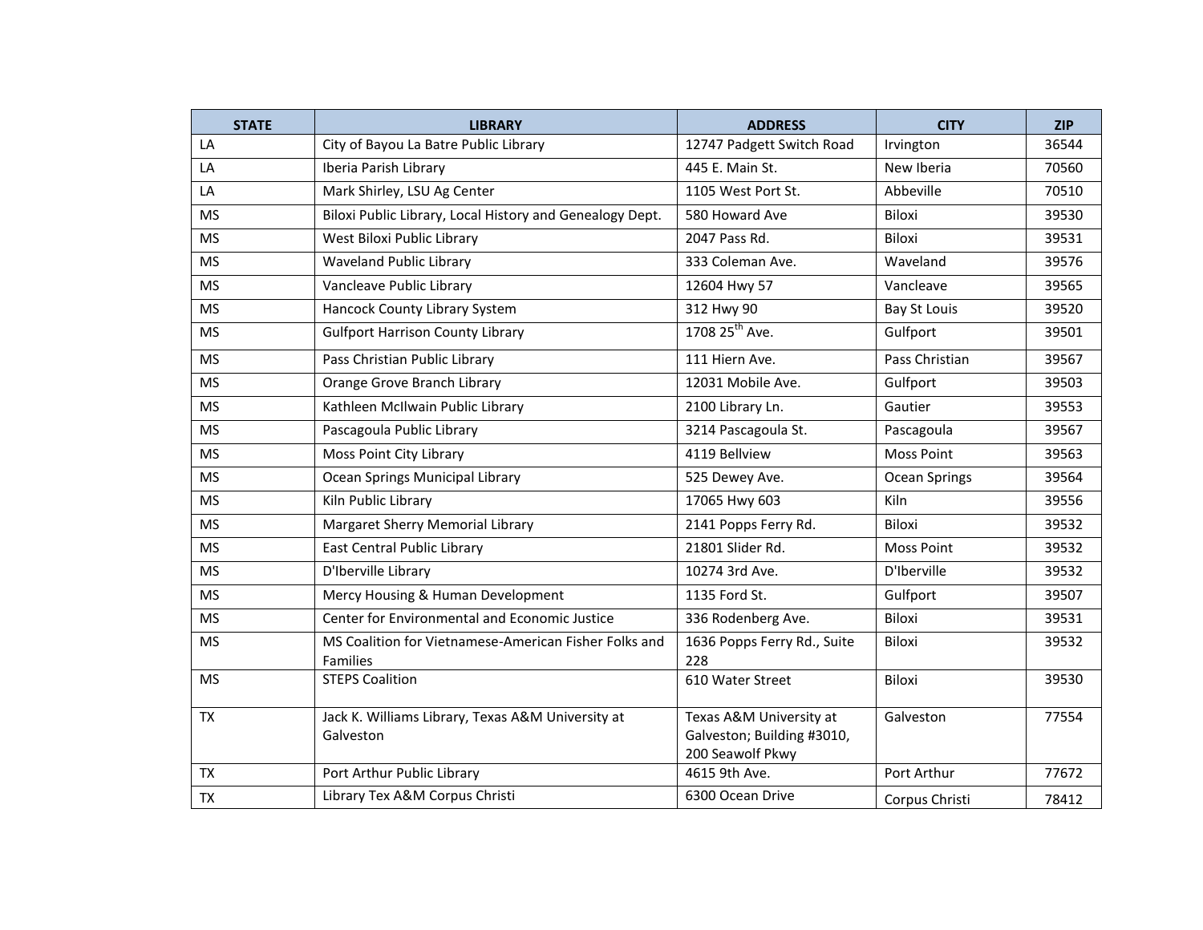| STATE | LIBRARY | ADDRESS | CITY | ZIP |
|---|---|---|---|---|
| LA | City of Bayou La Batre Public Library | 12747 Padgett Switch Road | Irvington | 36544 |
| LA | Iberia Parish Library | 445 E. Main St. | New Iberia | 70560 |
| LA | Mark Shirley, LSU Ag Center | 1105 West Port St. | Abbeville | 70510 |
| MS | Biloxi Public Library, Local History and Genealogy Dept. | 580 Howard Ave | Biloxi | 39530 |
| MS | West Biloxi Public Library | 2047 Pass Rd. | Biloxi | 39531 |
| MS | Waveland Public Library | 333 Coleman Ave. | Waveland | 39576 |
| MS | Vancleave Public Library | 12604 Hwy 57 | Vancleave | 39565 |
| MS | Hancock County Library System | 312 Hwy 90 | Bay St Louis | 39520 |
| MS | Gulfport Harrison County Library | 1708 25th Ave. | Gulfport | 39501 |
| MS | Pass Christian Public Library | 111 Hiern Ave. | Pass Christian | 39567 |
| MS | Orange Grove Branch Library | 12031 Mobile Ave. | Gulfport | 39503 |
| MS | Kathleen McIlwain Public Library | 2100 Library Ln. | Gautier | 39553 |
| MS | Pascagoula Public Library | 3214 Pascagoula St. | Pascagoula | 39567 |
| MS | Moss Point City Library | 4119 Bellview | Moss Point | 39563 |
| MS | Ocean Springs Municipal Library | 525 Dewey Ave. | Ocean Springs | 39564 |
| MS | Kiln Public Library | 17065 Hwy 603 | Kiln | 39556 |
| MS | Margaret Sherry Memorial Library | 2141 Popps Ferry Rd. | Biloxi | 39532 |
| MS | East Central Public Library | 21801 Slider Rd. | Moss Point | 39532 |
| MS | D'Iberville Library | 10274 3rd Ave. | D'Iberville | 39532 |
| MS | Mercy Housing & Human Development | 1135 Ford St. | Gulfport | 39507 |
| MS | Center for Environmental and Economic Justice | 336 Rodenberg Ave. | Biloxi | 39531 |
| MS | MS Coalition for Vietnamese-American Fisher Folks and Families | 1636 Popps Ferry Rd., Suite 228 | Biloxi | 39532 |
| MS | STEPS Coalition | 610 Water Street | Biloxi | 39530 |
| TX | Jack K. Williams Library, Texas A&M University at Galveston | Texas A&M University at Galveston; Building #3010, 200 Seawolf Pkwy | Galveston | 77554 |
| TX | Port Arthur Public Library | 4615 9th Ave. | Port Arthur | 77672 |
| TX | Library Tex A&M Corpus Christi | 6300 Ocean Drive | Corpus Christi | 78412 |